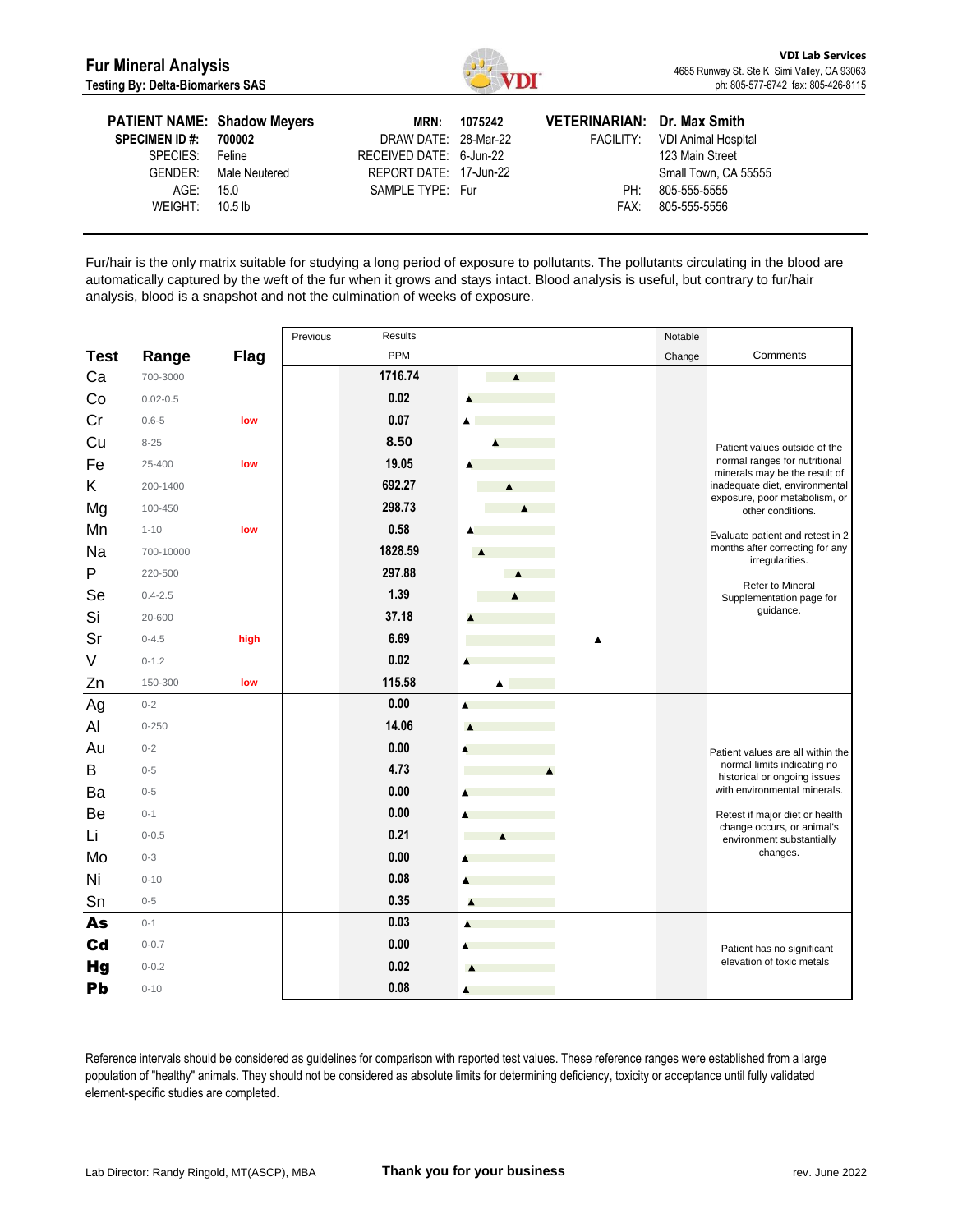# Fur Mineral Analysis

**Testing By: Delta-Biomarkers SAS**

**VDI Lab Services**
4685 Runway St. Ste K Simi Valley, CA 93063
ph: 805-577-6742 fax: 805-426-8115

| | | | | | |
|---|---|---|---|---|---|
| **PATIENT NAME:** | **Shadow Meyers** | **MRN:** | **1075242** | **VETERINARIAN:** | **Dr. Max Smith** |
| **SPECIMEN ID #:** | **700002** | DRAW DATE: | 28-Mar-22 | FACILITY: | VDI Animal Hospital |
| SPECIES: | Feline | RECEIVED DATE: | 6-Jun-22 | | 123 Main Street |
| GENDER: | Male Neutered | REPORT DATE: | 17-Jun-22 | | Small Town, CA 55555 |
| AGE: | 15.0 | SAMPLE TYPE: | Fur | PH: | 805-555-5555 |
| WEIGHT: | 10.5 lb | | | FAX: | 805-555-5556 |

Fur/hair is the only matrix suitable for studying a long period of exposure to pollutants. The pollutants circulating in the blood are automatically captured by the weft of the fur when it grows and stays intact. Blood analysis is useful, but contrary to fur/hair analysis, blood is a snapshot and not the culmination of weeks of exposure.

| Test | Range | Flag | Previous | Results PPM | Notable Change | Comments |
|---|---|---|---|---|---|---|
| Ca | 700-3000 | | | 1716.74 | | Patient values outside of the normal ranges for nutritional minerals may be the result of inadequate diet, environmental exposure, poor metabolism, or other conditions. Evaluate patient and retest in 2 months after correcting for any irregularities. Refer to Mineral Supplementation page for guidance. |
| Co | 0.02-0.5 | | | 0.02 | | |
| Cr | 0.6-5 | low | | 0.07 | | |
| Cu | 8-25 | | | 8.50 | | |
| Fe | 25-400 | low | | 19.05 | | |
| K | 200-1400 | | | 692.27 | | |
| Mg | 100-450 | | | 298.73 | | |
| Mn | 1-10 | low | | 0.58 | | |
| Na | 700-10000 | | | 1828.59 | | |
| P | 220-500 | | | 297.88 | | |
| Se | 0.4-2.5 | | | 1.39 | | |
| Si | 20-600 | | | 37.18 | | |
| Sr | 0-4.5 | high | | 6.69 | | |
| V | 0-1.2 | | | 0.02 | | |
| Zn | 150-300 | low | | 115.58 | | |
| Ag | 0-2 | | | 0.00 | | Patient values are all within the normal limits indicating no historical or ongoing issues with environmental minerals. Retest if major diet or health change occurs, or animal's environment substantially changes. |
| Al | 0-250 | | | 14.06 | | |
| Au | 0-2 | | | 0.00 | | |
| B | 0-5 | | | 4.73 | | |
| Ba | 0-5 | | | 0.00 | | |
| Be | 0-1 | | | 0.00 | | |
| Li | 0-0.5 | | | 0.21 | | |
| Mo | 0-3 | | | 0.00 | | |
| Ni | 0-10 | | | 0.08 | | |
| Sn | 0-5 | | | 0.35 | | |
| **As** | 0-1 | | | 0.03 | | Patient has no significant elevation of toxic metals |
| **Cd** | 0-0.7 | | | 0.00 | | |
| **Hg** | 0-0.2 | | | 0.02 | | |
| **Pb** | 0-10 | | | 0.08 | | |

Reference intervals should be considered as guidelines for comparison with reported test values. These reference ranges were established from a large population of "healthy" animals. They should not be considered as absolute limits for determining deficiency, toxicity or acceptance until fully validated element-specific studies are completed.

Lab Director: Randy Ringold, MT(ASCP), MBA

**Thank you for your business**

rev. June 2022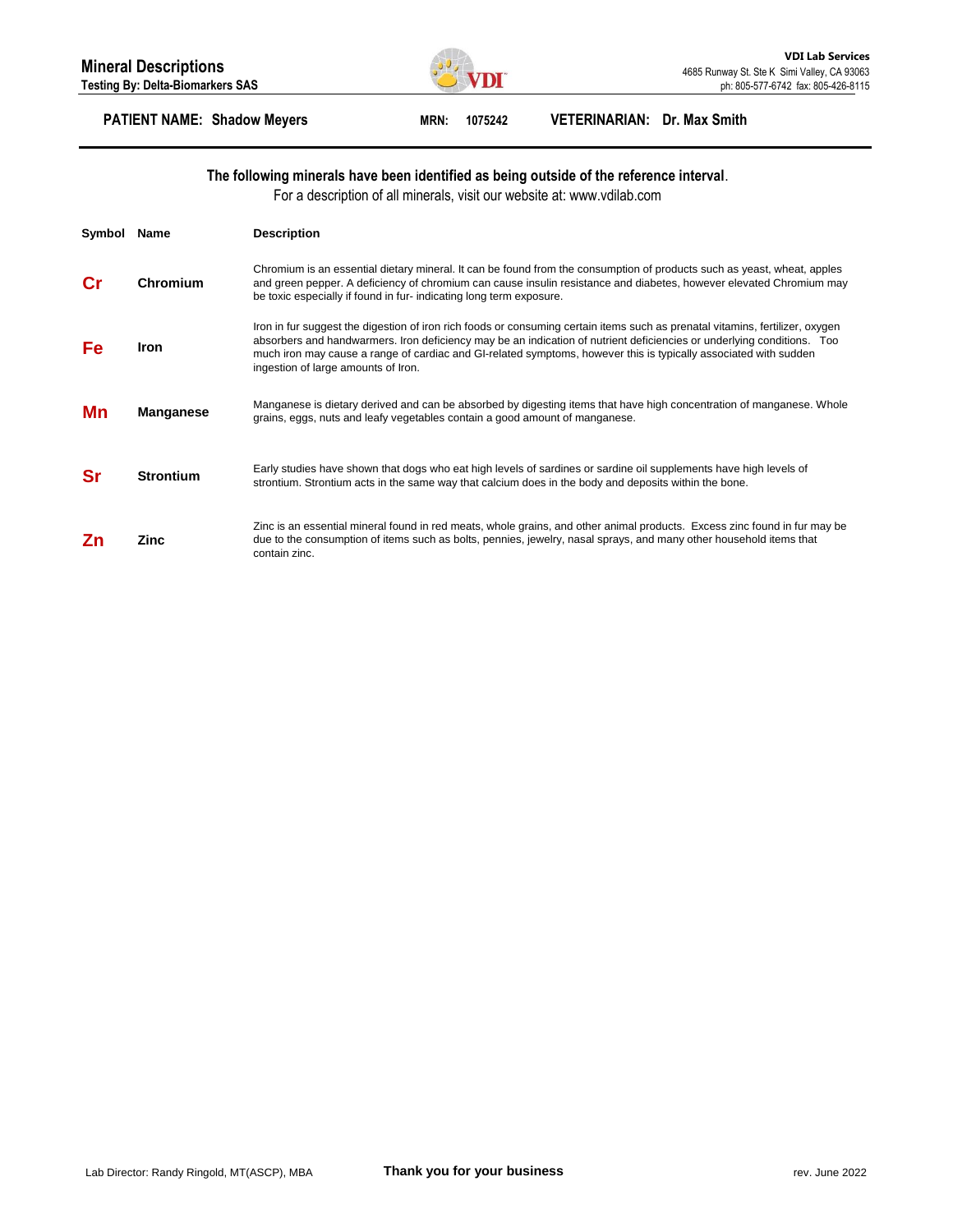# Mineral Descriptions

**Testing By: Delta-Biomarkers SAS**

**VDI Lab Services**
4685 Runway St. Ste K Simi Valley, CA 93063
ph: 805-577-6742 fax: 805-426-8115

**PATIENT NAME:** Shadow Meyers **MRN:** 1075242 **VETERINARIAN:** Dr. Max Smith

**The following minerals have been identified as being outside of the reference interval**.

For a description of all minerals, visit our website at: www.vdilab.com

| Symbol | Name | Description |
|---|---|---|
| **Cr** | **Chromium** | Chromium is an essential dietary mineral. It can be found from the consumption of products such as yeast, wheat, apples and green pepper. A deficiency of chromium can cause insulin resistance and diabetes, however elevated Chromium may be toxic especially if found in fur- indicating long term exposure. |
| **Fe** | **Iron** | Iron in fur suggest the digestion of iron rich foods or consuming certain items such as prenatal vitamins, fertilizer, oxygen absorbers and handwarmers. Iron deficiency may be an indication of nutrient deficiencies or underlying conditions. Too much iron may cause a range of cardiac and GI-related symptoms, however this is typically associated with sudden ingestion of large amounts of Iron. |
| **Mn** | **Manganese** | Manganese is dietary derived and can be absorbed by digesting items that have high concentration of manganese. Whole grains, eggs, nuts and leafy vegetables contain a good amount of manganese. |
| **Sr** | **Strontium** | Early studies have shown that dogs who eat high levels of sardines or sardine oil supplements have high levels of strontium. Strontium acts in the same way that calcium does in the body and deposits within the bone. |
| **Zn** | **Zinc** | Zinc is an essential mineral found in red meats, whole grains, and other animal products. Excess zinc found in fur may be due to the consumption of items such as bolts, pennies, jewelry, nasal sprays, and many other household items that contain zinc. |

Lab Director: Randy Ringold, MT(ASCP), MBA

**Thank you for your business**

rev. June 2022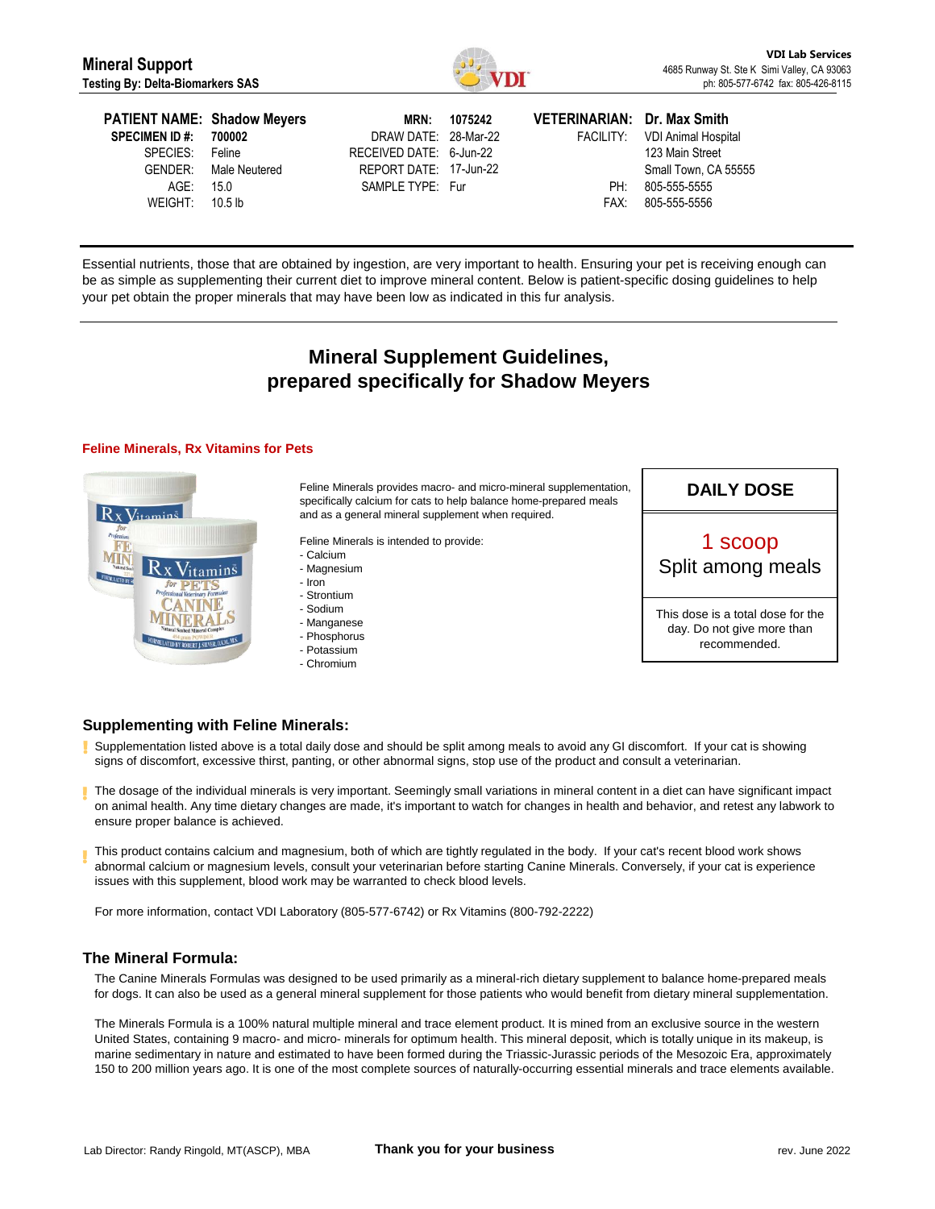**Mineral Support**
**Testing By: Delta-Biomarkers SAS**

**VDI Lab Services**
4685 Runway St. Ste K Simi Valley, CA 93063
ph: 805-577-6742 fax: 805-426-8115

| | | | | | |
|---|---|---|---|---|---|
| **PATIENT NAME:** | **Shadow Meyers** | **MRN:** | **1075242** | **VETERINARIAN:** | **Dr. Max Smith** |
| **SPECIMEN ID #:** | **700002** | DRAW DATE: | 28-Mar-22 | FACILITY: | VDI Animal Hospital |
| SPECIES: | Feline | RECEIVED DATE: | 6-Jun-22 | | 123 Main Street |
| GENDER: | Male Neutered | REPORT DATE: | 17-Jun-22 | | Small Town, CA 55555 |
| AGE: | 15.0 | SAMPLE TYPE: | Fur | PH: | 805-555-5555 |
| WEIGHT: | 10.5 lb | | | FAX: | 805-555-5556 |

Essential nutrients, those that are obtained by ingestion, are very important to health. Ensuring your pet is receiving enough can be as simple as supplementing their current diet to improve mineral content. Below is patient-specific dosing guidelines to help your pet obtain the proper minerals that may have been low as indicated in this fur analysis.

## Mineral Supplement Guidelines, prepared specifically for Shadow Meyers

### Feline Minerals, Rx Vitamins for Pets

Feline Minerals provides macro- and micro-mineral supplementation, specifically calcium for cats to help balance home-prepared meals and as a general mineral supplement when required.

Feline Minerals is intended to provide:
- Calcium
- Magnesium
- Iron
- Strontium
- Sodium
- Manganese
- Phosphorus
- Potassium
- Chromium

**DAILY DOSE**

1 scoop
Split among meals

This dose is a total dose for the day. Do not give more than recommended.

### Supplementing with Feline Minerals:

- Supplementation listed above is a total daily dose and should be split among meals to avoid any GI discomfort. If your cat is showing signs of discomfort, excessive thirst, panting, or other abnormal signs, stop use of the product and consult a veterinarian.
- The dosage of the individual minerals is very important. Seemingly small variations in mineral content in a diet can have significant impact on animal health. Any time dietary changes are made, it's important to watch for changes in health and behavior, and retest any labwork to ensure proper balance is achieved.
- This product contains calcium and magnesium, both of which are tightly regulated in the body. If your cat's recent blood work shows abnormal calcium or magnesium levels, consult your veterinarian before starting Canine Minerals. Conversely, if your cat is experience issues with this supplement, blood work may be warranted to check blood levels.

For more information, contact VDI Laboratory (805-577-6742) or Rx Vitamins (800-792-2222)

### The Mineral Formula:

The Canine Minerals Formulas was designed to be used primarily as a mineral-rich dietary supplement to balance home-prepared meals for dogs. It can also be used as a general mineral supplement for those patients who would benefit from dietary mineral supplementation.

The Minerals Formula is a 100% natural multiple mineral and trace element product. It is mined from an exclusive source in the western United States, containing 9 macro- and micro- minerals for optimum health. This mineral deposit, which is totally unique in its makeup, is marine sedimentary in nature and estimated to have been formed during the Triassic-Jurassic periods of the Mesozoic Era, approximately 150 to 200 million years ago. It is one of the most complete sources of naturally-occurring essential minerals and trace elements available.

Lab Director: Randy Ringold, MT(ASCP), MBA | **Thank you for your business** | rev. June 2022